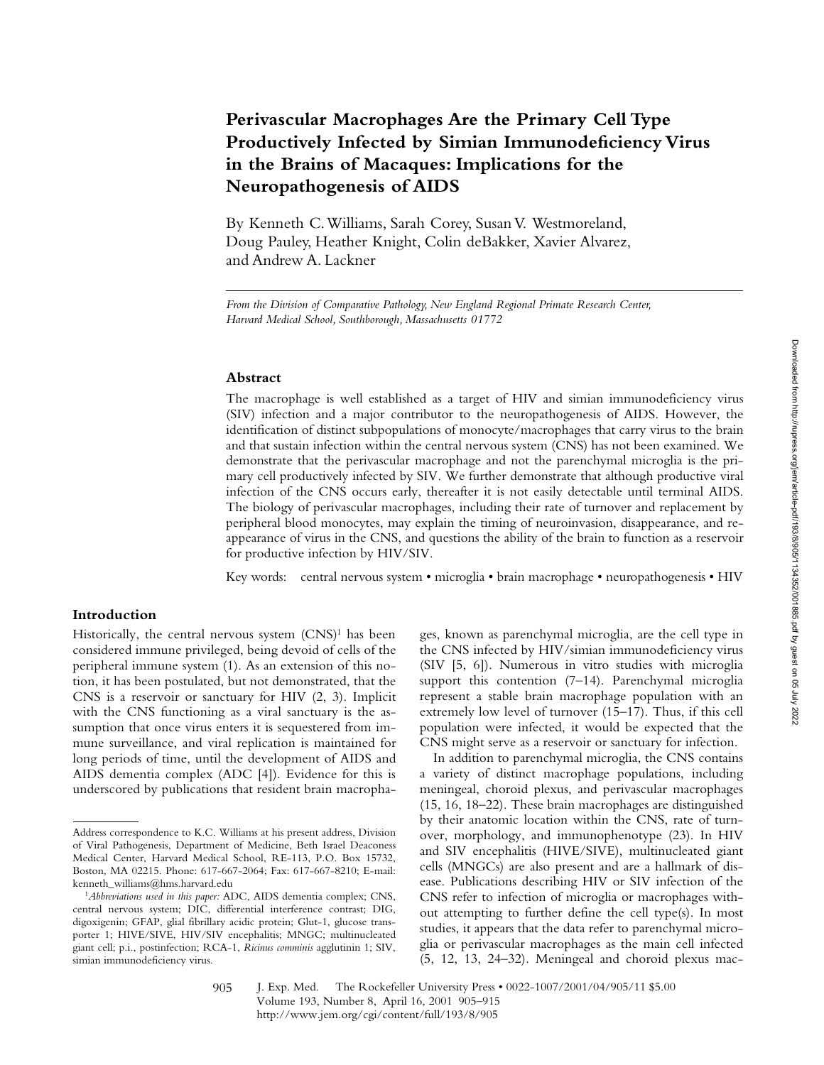# Perivascular Macrophages Are the Primary Cell Type Productively Infected by Simian Immunodeficiency Virus in the Brains of Macaques: Implications for the Neuropathogenesis of AIDS

By Kenneth C. Williams, Sarah Corey, Susan V. Westmoreland, Doug Pauley, Heather Knight, Colin deBakker, Xavier Alvarez, and Andrew A. Lackner

*From the Division of Comparative Pathology, New England Regional Primate Research Center, Harvard Medical School, Southborough, Massachusetts 01772*

## Abstract

The macrophage is well established as a target of HIV and simian immunodeficiency virus (SIV) infection and a major contributor to the neuropathogenesis of AIDS. However, the identification of distinct subpopulations of monocyte/macrophages that carry virus to the brain and that sustain infection within the central nervous system (CNS) has not been examined. We demonstrate that the perivascular macrophage and not the parenchymal microglia is the primary cell productively infected by SIV. We further demonstrate that although productive viral infection of the CNS occurs early, thereafter it is not easily detectable until terminal AIDS. The biology of perivascular macrophages, including their rate of turnover and replacement by peripheral blood monocytes, may explain the timing of neuroinvasion, disappearance, and reappearance of virus in the CNS, and questions the ability of the brain to function as a reservoir for productive infection by HIV/SIV.

Key words: central nervous system • microglia • brain macrophage • neuropathogenesis • HIV

## Introduction

Historically, the central nervous system (CNS)[1] has been considered immune privileged, being devoid of cells of the peripheral immune system (1). As an extension of this notion, it has been postulated, but not demonstrated, that the CNS is a reservoir or sanctuary for HIV (2, 3). Implicit with the CNS functioning as a viral sanctuary is the assumption that once virus enters it is sequestered from immune surveillance, and viral replication is maintained for long periods of time, until the development of AIDS and AIDS dementia complex (ADC [4]). Evidence for this is underscored by publications that resident brain macrophages, known as parenchymal microglia, are the cell type in the CNS infected by HIV/simian immunodeficiency virus (SIV [5, 6]). Numerous in vitro studies with microglia support this contention (7–14). Parenchymal microglia represent a stable brain macrophage population with an extremely low level of turnover (15–17). Thus, if this cell population were infected, it would be expected that the CNS might serve as a reservoir or sanctuary for infection.

In addition to parenchymal microglia, the CNS contains a variety of distinct macrophage populations, including meningeal, choroid plexus, and perivascular macrophages (15, 16, 18–22). These brain macrophages are distinguished by their anatomic location within the CNS, rate of turnover, morphology, and immunophenotype (23). In HIV and SIV encephalitis (HIVE/SIVE), multinucleated giant cells (MNGCs) are also present and are a hallmark of disease. Publications describing HIV or SIV infection of the CNS refer to infection of microglia or macrophages without attempting to further define the cell type(s). In most studies, it appears that the data refer to parenchymal microglia or perivascular macrophages as the main cell infected (5, 12, 13, 24–32). Meningeal and choroid plexus mac-

Address correspondence to K.C. Williams at his present address, Division of Viral Pathogenesis, Department of Medicine, Beth Israel Deaconess Medical Center, Harvard Medical School, RE-113, P.O. Box 15732, Boston, MA 02215. Phone: 617-667-2064; Fax: 617-667-8210; E-mail: kenneth_williams@hms.harvard.edu

[1] *Abbreviations used in this paper:* ADC, AIDS dementia complex; CNS, central nervous system; DIC, differential interference contrast; DIG, digoxigenin; GFAP, glial fibrillary acidic protein; Glut-1, glucose transporter 1; HIVE/SIVE, HIV/SIV encephalitis; MNGC; multinucleated giant cell; p.i., postinfection; RCA-1, *Ricinus comminis* agglutinin 1; SIV, simian immunodeficiency virus.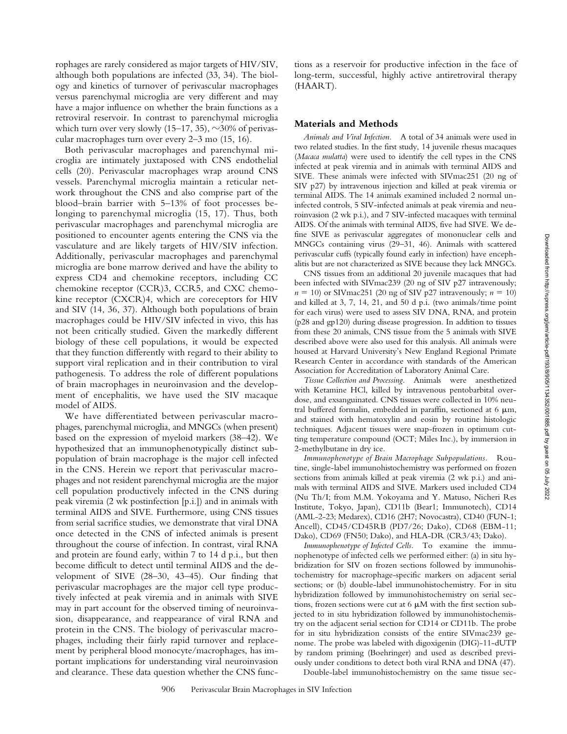rophages are rarely considered as major targets of HIV/SIV, although both populations are infected (33, 34). The biology and kinetics of turnover of perivascular macrophages versus parenchymal microglia are very different and may have a major influence on whether the brain functions as a retroviral reservoir. In contrast to parenchymal microglia which turn over very slowly (15–17, 35), ~30% of perivascular macrophages turn over every 2–3 mo (15, 16).

Both perivascular macrophages and parenchymal microglia are intimately juxtaposed with CNS endothelial cells (20). Perivascular macrophages wrap around CNS vessels. Parenchymal microglia maintain a reticular network throughout the CNS and also comprise part of the blood–brain barrier with 5–13% of foot processes belonging to parenchymal microglia (15, 17). Thus, both perivascular macrophages and parenchymal microglia are positioned to encounter agents entering the CNS via the vasculature and are likely targets of HIV/SIV infection. Additionally, perivascular macrophages and parenchymal microglia are bone marrow derived and have the ability to express CD4 and chemokine receptors, including CC chemokine receptor (CCR)3, CCR5, and CXC chemokine receptor (CXCR)4, which are coreceptors for HIV and SIV (14, 36, 37). Although both populations of brain macrophages could be HIV/SIV infected in vivo, this has not been critically studied. Given the markedly different biology of these cell populations, it would be expected that they function differently with regard to their ability to support viral replication and in their contribution to viral pathogenesis. To address the role of different populations of brain macrophages in neuroinvasion and the development of encephalitis, we have used the SIV macaque model of AIDS.

We have differentiated between perivascular macrophages, parenchymal microglia, and MNGCs (when present) based on the expression of myeloid markers (38–42). We hypothesized that an immunophenotypically distinct subpopulation of brain macrophage is the major cell infected in the CNS. Herein we report that perivascular macrophages and not resident parenchymal microglia are the major cell population productively infected in the CNS during peak viremia (2 wk postinfection [p.i.]) and in animals with terminal AIDS and SIVE. Furthermore, using CNS tissues from serial sacrifice studies, we demonstrate that viral DNA once detected in the CNS of infected animals is present throughout the course of infection. In contrast, viral RNA and protein are found early, within 7 to 14 d p.i., but then become difficult to detect until terminal AIDS and the development of SIVE (28–30, 43–45). Our finding that perivascular macrophages are the major cell type productively infected at peak viremia and in animals with SIVE may in part account for the observed timing of neuroinvasion, disappearance, and reappearance of viral RNA and protein in the CNS. The biology of perivascular macrophages, including their fairly rapid turnover and replacement by peripheral blood monocyte/macrophages, has important implications for understanding viral neuroinvasion and clearance. These data question whether the CNS functions as a reservoir for productive infection in the face of long-term, successful, highly active antiretroviral therapy (HAART).

## Materials and Methods

*Animals and Viral Infection.* A total of 34 animals were used in two related studies. In the first study, 14 juvenile rhesus macaques (*Macaca mulatta*) were used to identify the cell types in the CNS infected at peak viremia and in animals with terminal AIDS and SIVE. These animals were infected with SIVmac251 (20 ng of SIV p27) by intravenous injection and killed at peak viremia or terminal AIDS. The 14 animals examined included 2 normal uninfected controls, 5 SIV-infected animals at peak viremia and neuroinvasion (2 wk p.i.), and 7 SIV-infected macaques with terminal AIDS. Of the animals with terminal AIDS, five had SIVE. We define SIVE as perivascular aggregates of mononuclear cells and MNGCs containing virus (29–31, 46). Animals with scattered perivascular cuffs (typically found early in infection) have encephalitis but are not characterized as SIVE because they lack MNGCs.

CNS tissues from an additional 20 juvenile macaques that had been infected with SIVmac239 (20 ng of SIV p27 intravenously; $n = 10$) or SIVmac251 (20 ng of SIV p27 intravenously; $n = 10$) and killed at 3, 7, 14, 21, and 50 d p.i. (two animals/time point for each virus) were used to assess SIV DNA, RNA, and protein (p28 and gp120) during disease progression. In addition to tissues from these 20 animals, CNS tissue from the 5 animals with SIVE described above were also used for this analysis. All animals were housed at Harvard University's New England Regional Primate Research Center in accordance with standards of the American Association for Accreditation of Laboratory Animal Care.

*Tissue Collection and Processing.* Animals were anesthetized with Ketamine HCl, killed by intravenous pentobarbital overdose, and exsanguinated. CNS tissues were collected in 10% neutral buffered formalin, embedded in paraffin, sectioned at 6 μm, and stained with hematoxylin and eosin by routine histologic techniques. Adjacent tissues were snap-frozen in optimum cutting temperature compound (OCT; Miles Inc.), by immersion in 2-methylbutane in dry ice.

*Immunophenotype of Brain Macrophage Subpopulations.* Routine, single-label immunohistochemistry was performed on frozen sections from animals killed at peak viremia (2 wk p.i.) and animals with terminal AIDS and SIVE. Markers used included CD4 (Nu Th/I; from M.M. Yokoyama and Y. Matuso, Nicheri Res Institute, Tokyo, Japan), CD11b (Bear1; Immunotech), CD14 (AML-2-23; Medarex), CD16 (2H7; Novocastra), CD40 (FUN-1; Ancell), CD45/CD45RB (PD7/26; Dako), CD68 (EBM-11; Dako), CD69 (FN50; Dako), and HLA-DR (CR3/43; Dako).

*Immunophenotype of Infected Cells.* To examine the immunophenotype of infected cells we performed either: (a) in situ hybridization for SIV on frozen sections followed by immunohistochemistry for macrophage-specific markers on adjacent serial sections; or (b) double-label immunohistochemistry. For in situ hybridization followed by immunohistochemistry on serial sections, frozen sections were cut at 6 μM with the first section subjected to in situ hybridization followed by immunohistochemistry on the adjacent serial section for CD14 or CD11b. The probe for in situ hybridization consists of the entire SIVmac239 genome. The probe was labeled with digoxigenin (DIG)-11-dUTP by random priming (Boehringer) and used as described previously under conditions to detect both viral RNA and DNA (47).

Double-label immunohistochemistry on the same tissue sec-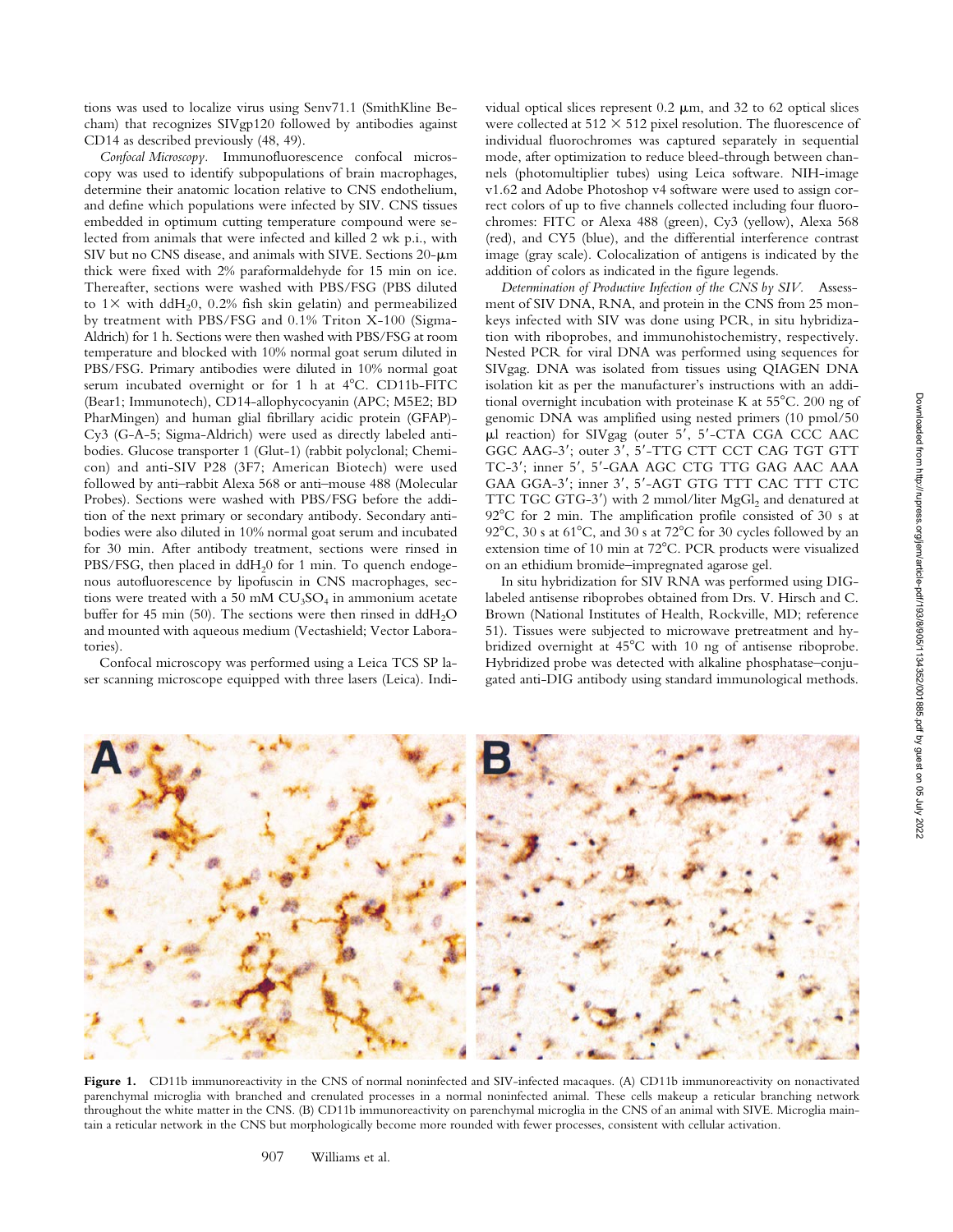tions was used to localize virus using Senv71.1 (SmithKline Becham) that recognizes SIVgp120 followed by antibodies against CD14 as described previously (48, 49).

*Confocal Microscopy.* Immunofluorescence confocal microscopy was used to identify subpopulations of brain macrophages, determine their anatomic location relative to CNS endothelium, and define which populations were infected by SIV. CNS tissues embedded in optimum cutting temperature compound were selected from animals that were infected and killed 2 wk p.i., with SIV but no CNS disease, and animals with SIVE. Sections 20-μm thick were fixed with 2% paraformaldehyde for 15 min on ice. Thereafter, sections were washed with PBS/FSG (PBS diluted to 1× with $ddH_20$, 0.2% fish skin gelatin) and permeabilized by treatment with PBS/FSG and 0.1% Triton X-100 (Sigma-Aldrich) for 1 h. Sections were then washed with PBS/FSG at room temperature and blocked with 10% normal goat serum diluted in PBS/FSG. Primary antibodies were diluted in 10% normal goat serum incubated overnight or for 1 h at 4°C. CD11b-FITC (Bear1; Immunotech), CD14-allophycocyanin (APC; M5E2; BD PharMingen) and human glial fibrillary acidic protein (GFAP)-Cy3 (G-A-5; Sigma-Aldrich) were used as directly labeled antibodies. Glucose transporter 1 (Glut-1) (rabbit polyclonal; Chemicon) and anti-SIV P28 (3F7; American Biotech) were used followed by anti–rabbit Alexa 568 or anti–mouse 488 (Molecular Probes). Sections were washed with PBS/FSG before the addition of the next primary or secondary antibody. Secondary antibodies were also diluted in 10% normal goat serum and incubated for 30 min. After antibody treatment, sections were rinsed in PBS/FSG, then placed in $ddH_20$ for 1 min. To quench endogenous autofluorescence by lipofuscin in CNS macrophages, sections were treated with a 50 mM $CU_3SO_4$ in ammonium acetate buffer for 45 min (50). The sections were then rinsed in $ddH_2O$ and mounted with aqueous medium (Vectashield; Vector Laboratories).

Confocal microscopy was performed using a Leica TCS SP laser scanning microscope equipped with three lasers (Leica). Individual optical slices represent 0.2 μm, and 32 to 62 optical slices were collected at 512 × 512 pixel resolution. The fluorescence of individual fluorochromes was captured separately in sequential mode, after optimization to reduce bleed-through between channels (photomultiplier tubes) using Leica software. NIH-image v1.62 and Adobe Photoshop v4 software were used to assign correct colors of up to five channels collected including four fluorochromes: FITC or Alexa 488 (green), Cy3 (yellow), Alexa 568 (red), and CY5 (blue), and the differential interference contrast image (gray scale). Colocalization of antigens is indicated by the addition of colors as indicated in the figure legends.

*Determination of Productive Infection of the CNS by SIV.* Assessment of SIV DNA, RNA, and protein in the CNS from 25 monkeys infected with SIV was done using PCR, in situ hybridization with riboprobes, and immunohistochemistry, respectively. Nested PCR for viral DNA was performed using sequences for SIVgag. DNA was isolated from tissues using QIAGEN DNA isolation kit as per the manufacturer's instructions with an additional overnight incubation with proteinase K at 55°C. 200 ng of genomic DNA was amplified using nested primers (10 pmol/50 μl reaction) for SIVgag (outer 5′, 5′-CTA CGA CCC AAC GGC AAG-3′; outer 3′, 5′-TTG CTT CCT CAG TGT GTT TC-3′; inner 5′, 5′-GAA AGC CTG TTG GAG AAC AAA GAA GGA-3′; inner 3′, 5′-AGT GTG TTT CAC TTT CTC TTC TGC GTG-3′) with 2 mmol/liter $MgGl_2$ and denatured at 92°C for 2 min. The amplification profile consisted of 30 s at 92°C, 30 s at 61°C, and 30 s at 72°C for 30 cycles followed by an extension time of 10 min at 72°C. PCR products were visualized on an ethidium bromide–impregnated agarose gel.

In situ hybridization for SIV RNA was performed using DIG-labeled antisense riboprobes obtained from Drs. V. Hirsch and C. Brown (National Institutes of Health, Rockville, MD; reference 51). Tissues were subjected to microwave pretreatment and hybridized overnight at 45°C with 10 ng of antisense riboprobe. Hybridized probe was detected with alkaline phosphatase–conjugated anti-DIG antibody using standard immunological methods.

**Figure 1.** CD11b immunoreactivity in the CNS of normal noninfected and SIV-infected macaques. (A) CD11b immunoreactivity on nonactivated parenchymal microglia with branched and crenulated processes in a normal noninfected animal. These cells makeup a reticular branching network throughout the white matter in the CNS. (B) CD11b immunoreactivity on parenchymal microglia in the CNS of an animal with SIVE. Microglia maintain a reticular network in the CNS but morphologically become more rounded with fewer processes, consistent with cellular activation.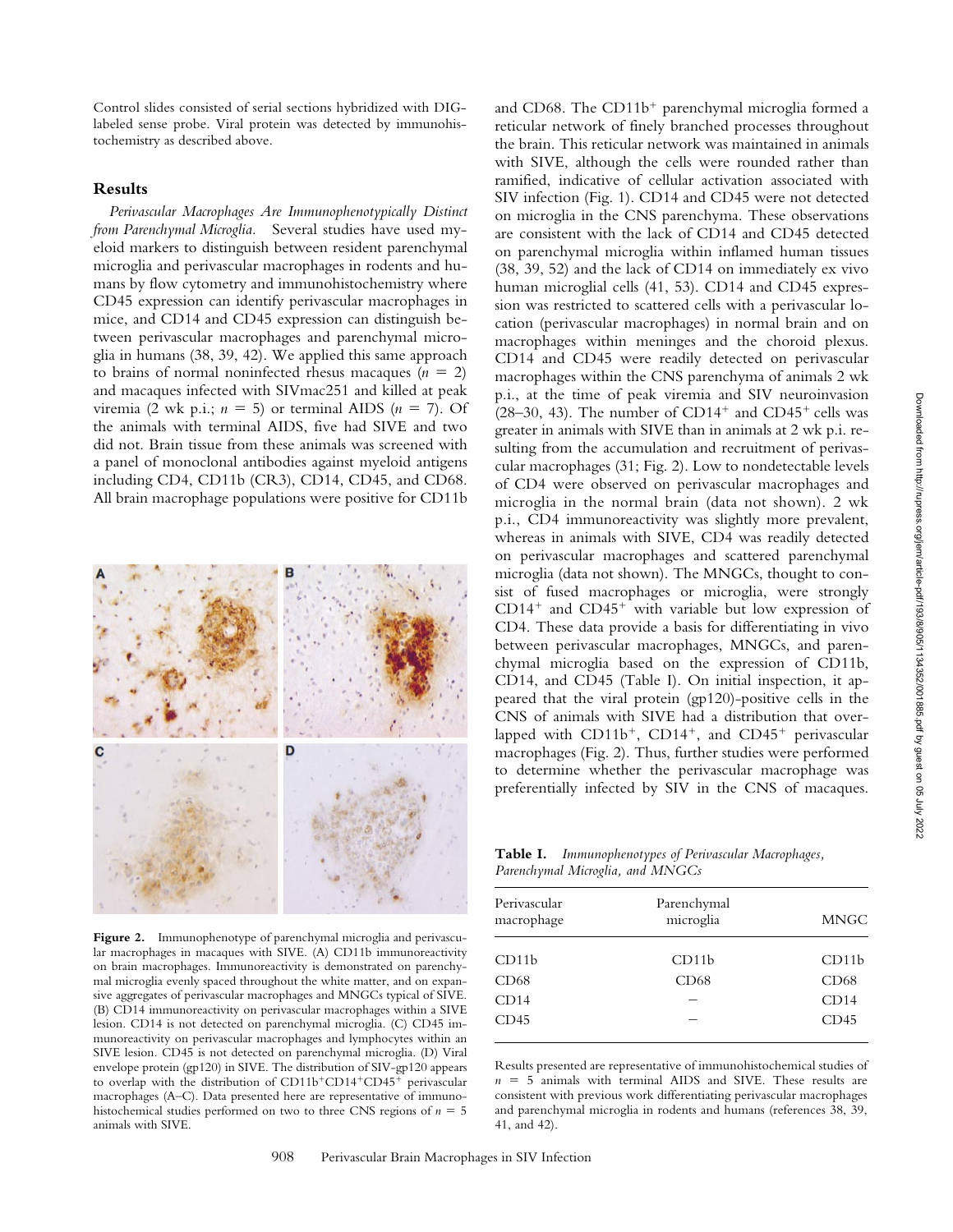Control slides consisted of serial sections hybridized with DIG-labeled sense probe. Viral protein was detected by immunohistochemistry as described above.

## Results

*Perivascular Macrophages Are Immunophenotypically Distinct from Parenchymal Microglia.* Several studies have used myeloid markers to distinguish between resident parenchymal microglia and perivascular macrophages in rodents and humans by flow cytometry and immunohistochemistry where CD45 expression can identify perivascular macrophages in mice, and CD14 and CD45 expression can distinguish between perivascular macrophages and parenchymal microglia in humans (38, 39, 42). We applied this same approach to brains of normal noninfected rhesus macaques ($n = 2$) and macaques infected with SIVmac251 and killed at peak viremia (2 wk p.i.; $n = 5$) or terminal AIDS ($n = 7$). Of the animals with terminal AIDS, five had SIVE and two did not. Brain tissue from these animals was screened with a panel of monoclonal antibodies against myeloid antigens including CD4, CD11b (CR3), CD14, CD45, and CD68. All brain macrophage populations were positive for CD11b and CD68. The CD11b$^+$ parenchymal microglia formed a reticular network of finely branched processes throughout the brain. This reticular network was maintained in animals with SIVE, although the cells were rounded rather than ramified, indicative of cellular activation associated with SIV infection (Fig. 1). CD14 and CD45 were not detected on microglia in the CNS parenchyma. These observations are consistent with the lack of CD14 and CD45 detected on parenchymal microglia within inflamed human tissues (38, 39, 52) and the lack of CD14 on immediately ex vivo human microglial cells (41, 53). CD14 and CD45 expression was restricted to scattered cells with a perivascular location (perivascular macrophages) in normal brain and on macrophages within meninges and the choroid plexus. CD14 and CD45 were readily detected on perivascular macrophages within the CNS parenchyma of animals 2 wk p.i., at the time of peak viremia and SIV neuroinvasion (28–30, 43). The number of CD14$^+$ and CD45$^+$ cells was greater in animals with SIVE than in animals at 2 wk p.i. resulting from the accumulation and recruitment of perivascular macrophages (31; Fig. 2). Low to nondetectable levels of CD4 were observed on perivascular macrophages and microglia in the normal brain (data not shown). 2 wk p.i., CD4 immunoreactivity was slightly more prevalent, whereas in animals with SIVE, CD4 was readily detected on perivascular macrophages and scattered parenchymal microglia (data not shown). The MNGCs, thought to consist of fused macrophages or microglia, were strongly CD14$^+$ and CD45$^+$ with variable but low expression of CD4. These data provide a basis for differentiating in vivo between perivascular macrophages, MNGCs, and parenchymal microglia based on the expression of CD11b, CD14, and CD45 (Table I). On initial inspection, it appeared that the viral protein (gp120)-positive cells in the CNS of animals with SIVE had a distribution that overlapped with CD11b$^+$, CD14$^+$, and CD45$^+$ perivascular macrophages (Fig. 2). Thus, further studies were performed to determine whether the perivascular macrophage was preferentially infected by SIV in the CNS of macaques.

**Figure 2.** Immunophenotype of parenchymal microglia and perivascular macrophages in macaques with SIVE. (A) CD11b immunoreactivity on brain macrophages. Immunoreactivity is demonstrated on parenchymal microglia evenly spaced throughout the white matter, and on expansive aggregates of perivascular macrophages and MNGCs typical of SIVE. (B) CD14 immunoreactivity on perivascular macrophages within a SIVE lesion. CD14 is not detected on parenchymal microglia. (C) CD45 immunoreactivity on perivascular macrophages and lymphocytes within an SIVE lesion. CD45 is not detected on parenchymal microglia. (D) Viral envelope protein (gp120) in SIVE. The distribution of SIV-gp120 appears to overlap with the distribution of CD11b$^+$CD14$^+$CD45$^+$ perivascular macrophages (A–C). Data presented here are representative of immunohistochemical studies performed on two to three CNS regions of $n = 5$ animals with SIVE.

**Table I.** *Immunophenotypes of Perivascular Macrophages, Parenchymal Microglia, and MNGCs*

| Perivascular macrophage | Parenchymal microglia | MNGC |
|---|---|---|
| CD11b | CD11b | CD11b |
| CD68 | CD68 | CD68 |
| CD14 | – | CD14 |
| CD45 | – | CD45 |

Results presented are representative of immunohistochemical studies of $n = 5$ animals with terminal AIDS and SIVE. These results are consistent with previous work differentiating perivascular macrophages and parenchymal microglia in rodents and humans (references 38, 39, 41, and 42).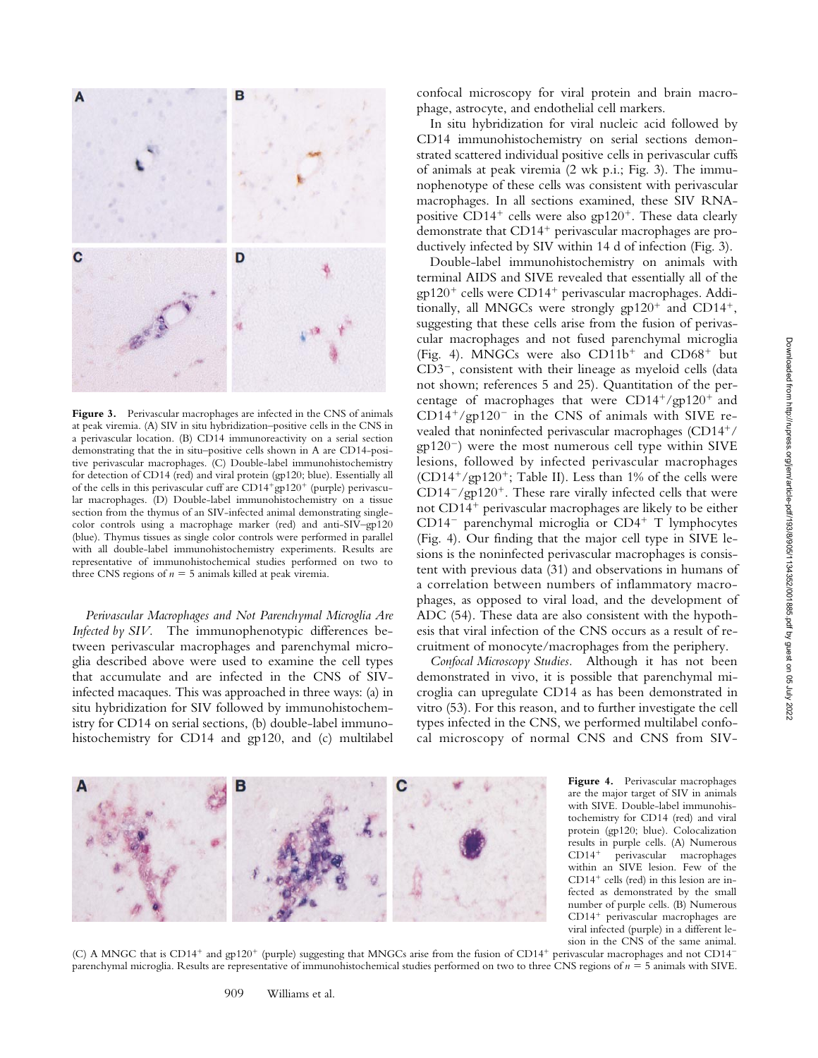**Figure 3.** Perivascular macrophages are infected in the CNS of animals at peak viremia. (A) SIV in situ hybridization–positive cells in the CNS in a perivascular location. (B) CD14 immunoreactivity on a serial section demonstrating that the in situ–positive cells shown in A are CD14-positive perivascular macrophages. (C) Double-label immunohistochemistry for detection of CD14 (red) and viral protein (gp120; blue). Essentially all of the cells in this perivascular cuff are CD14$^{+}$gp120$^{+}$ (purple) perivascular macrophages. (D) Double-label immunohistochemistry on a tissue section from the thymus of an SIV-infected animal demonstrating single-color controls using a macrophage marker (red) and anti-SIV–gp120 (blue). Thymus tissues as single color controls were performed in parallel with all double-label immunohistochemistry experiments. Results are representative of immunohistochemical studies performed on two to three CNS regions of $n = 5$ animals killed at peak viremia.

*Perivascular Macrophages and Not Parenchymal Microglia Are Infected by SIV.* The immunophenotypic differences between perivascular macrophages and parenchymal microglia described above were used to examine the cell types that accumulate and are infected in the CNS of SIV-infected macaques. This was approached in three ways: (a) in situ hybridization for SIV followed by immunohistochemistry for CD14 on serial sections, (b) double-label immunohistochemistry for CD14 and gp120, and (c) multilabel confocal microscopy for viral protein and brain macrophage, astrocyte, and endothelial cell markers.

In situ hybridization for viral nucleic acid followed by CD14 immunohistochemistry on serial sections demonstrated scattered individual positive cells in perivascular cuffs of animals at peak viremia (2 wk p.i.; Fig. 3). The immunophenotype of these cells was consistent with perivascular macrophages. In all sections examined, these SIV RNA-positive CD14$^{+}$ cells were also gp120$^{+}$. These data clearly demonstrate that CD14$^{+}$ perivascular macrophages are productively infected by SIV within 14 d of infection (Fig. 3).

Double-label immunohistochemistry on animals with terminal AIDS and SIVE revealed that essentially all of the gp120$^{+}$ cells were CD14$^{+}$ perivascular macrophages. Additionally, all MNGCs were strongly gp120$^{+}$ and CD14$^{+}$, suggesting that these cells arise from the fusion of perivascular macrophages and not fused parenchymal microglia (Fig. 4). MNGCs were also CD11b$^{+}$ and CD68$^{+}$ but CD3$^{-}$, consistent with their lineage as myeloid cells (data not shown; references 5 and 25). Quantitation of the percentage of macrophages that were CD14$^{+}$/gp120$^{+}$ and CD14$^{+}$/gp120$^{-}$ in the CNS of animals with SIVE revealed that noninfected perivascular macrophages (CD14$^{+}$/gp120$^{-}$) were the most numerous cell type within SIVE lesions, followed by infected perivascular macrophages (CD14$^{+}$/gp120$^{+}$; Table II). Less than 1% of the cells were CD14$^{-}$/gp120$^{+}$. These rare virally infected cells that were not CD14$^{+}$ perivascular macrophages are likely to be either CD14$^{-}$ parenchymal microglia or CD4$^{+}$ T lymphocytes (Fig. 4). Our finding that the major cell type in SIVE lesions is the noninfected perivascular macrophages is consistent with previous data (31) and observations in humans of a correlation between numbers of inflammatory macrophages, as opposed to viral load, and the development of ADC (54). These data are also consistent with the hypothesis that viral infection of the CNS occurs as a result of recruitment of monocyte/macrophages from the periphery.

*Confocal Microscopy Studies.* Although it has not been demonstrated in vivo, it is possible that parenchymal microglia can upregulate CD14 as has been demonstrated in vitro (53). For this reason, and to further investigate the cell types infected in the CNS, we performed multilabel confocal microscopy of normal CNS and CNS from SIV-

**Figure 4.** Perivascular macrophages are the major target of SIV in animals with SIVE. Double-label immunohistochemistry for CD14 (red) and viral protein (gp120; blue). Colocalization results in purple cells. (A) Numerous CD14$^{+}$ perivascular macrophages within an SIVE lesion. Few of the CD14$^{+}$ cells (red) in this lesion are infected as demonstrated by the small number of purple cells. (B) Numerous CD14$^{+}$ perivascular macrophages are viral infected (purple) in a different lesion in the CNS of the same animal. (C) A MNGC that is CD14$^{+}$ and gp120$^{+}$ (purple) suggesting that MNGCs arise from the fusion of CD14$^{+}$ perivascular macrophages and not CD14$^{-}$ parenchymal microglia. Results are representative of immunohistochemical studies performed on two to three CNS regions of $n = 5$ animals with SIVE.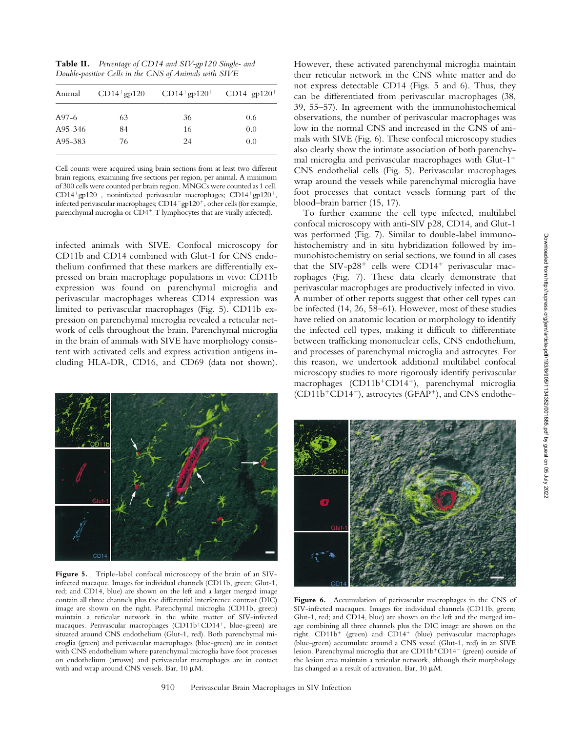**Table II.** *Percentage of CD14 and SIV-gp120 Single- and Double-positive Cells in the CNS of Animals with SIVE*

| Animal | $CD14^+gp120^-$ | $CD14^+gp120^+$ | $CD14^-gp120^+$ |
|---|---|---|---|
| A97-6 | 63 | 36 | 0.6 |
| A95-346 | 84 | 16 | 0.0 |
| A95-383 | 76 | 24 | 0.0 |

Cell counts were acquired using brain sections from at least two different brain regions, examining five sections per region, per animal. A minimum of 300 cells were counted per brain region. MNGCs were counted as 1 cell. $CD14^+gp120^-$, noninfected perivascular macrophages; $CD14^+gp120^+$, infected perivascular macrophages; $CD14^-gp120^+$, other cells (for example, parenchymal microglia or $CD4^+$ T lymphocytes that are virally infected).

infected animals with SIVE. Confocal microscopy for CD11b and CD14 combined with Glut-1 for CNS endothelium confirmed that these markers are differentially expressed on brain macrophage populations in vivo: CD11b expression was found on parenchymal microglia and perivascular macrophages whereas CD14 expression was limited to perivascular macrophages (Fig. 5). CD11b expression on parenchymal microglia revealed a reticular network of cells throughout the brain. Parenchymal microglia in the brain of animals with SIVE have morphology consistent with activated cells and express activation antigens including HLA-DR, CD16, and CD69 (data not shown). However, these activated parenchymal microglia maintain their reticular network in the CNS white matter and do not express detectable CD14 (Figs. 5 and 6). Thus, they can be differentiated from perivascular macrophages (38, 39, 55–57). In agreement with the immunohistochemical observations, the number of perivascular macrophages was low in the normal CNS and increased in the CNS of animals with SIVE (Fig. 6). These confocal microscopy studies also clearly show the intimate association of both parenchymal microglia and perivascular macrophages with Glut-$1^+$ CNS endothelial cells (Fig. 5). Perivascular macrophages wrap around the vessels while parenchymal microglia have foot processes that contact vessels forming part of the blood–brain barrier (15, 17).

To further examine the cell type infected, multilabel confocal microscopy with anti-SIV p28, CD14, and Glut-1 was performed (Fig. 7). Similar to double-label immunohistochemistry and in situ hybridization followed by immunohistochemistry on serial sections, we found in all cases that the SIV-$p28^+$ cells were $CD14^+$ perivascular macrophages (Fig. 7). These data clearly demonstrate that perivascular macrophages are productively infected in vivo. A number of other reports suggest that other cell types can be infected (14, 26, 58–61). However, most of these studies have relied on anatomic location or morphology to identify the infected cell types, making it difficult to differentiate between trafficking mononuclear cells, CNS endothelium, and processes of parenchymal microglia and astrocytes. For this reason, we undertook additional multilabel confocal microscopy studies to more rigorously identify perivascular macrophages ($CD11b^+CD14^+$), parenchymal microglia ($CD11b^+CD14^-$), astrocytes ($GFAP^+$), and CNS endothe-

**Figure 5.** Triple-label confocal microscopy of the brain of an SIV-infected macaque. Images for individual channels (CD11b, green; Glut-1, red; and CD14, blue) are shown on the left and a larger merged image contain all three channels plus the differential interference contrast (DIC) image are shown on the right. Parenchymal microglia (CD11b, green) maintain a reticular network in the white matter of SIV-infected macaques. Perivascular macrophages ($CD11b^+CD14^+$, blue-green) are situated around CNS endothelium (Glut-1, red). Both parenchymal microglia (green) and perivascular macrophages (blue-green) are in contact with CNS endothelium where parenchymal microglia have foot processes on endothelium (arrows) and perivascular macrophages are in contact with and wrap around CNS vessels. Bar, 10 μM.

**Figure 6.** Accumulation of perivascular macrophages in the CNS of SIV-infected macaques. Images for individual channels (CD11b, green; Glut-1, red; and CD14, blue) are shown on the left and the merged image combining all three channels plus the DIC image are shown on the right. $CD11b^+$ (green) and $CD14^+$ (blue) perivascular macrophages (blue-green) accumulate around a CNS vessel (Glut-1, red) in an SIVE lesion. Parenchymal microglia that are $CD11b^+CD14^-$ (green) outside of the lesion area maintain a reticular network, although their morphology has changed as a result of activation. Bar, 10 μM.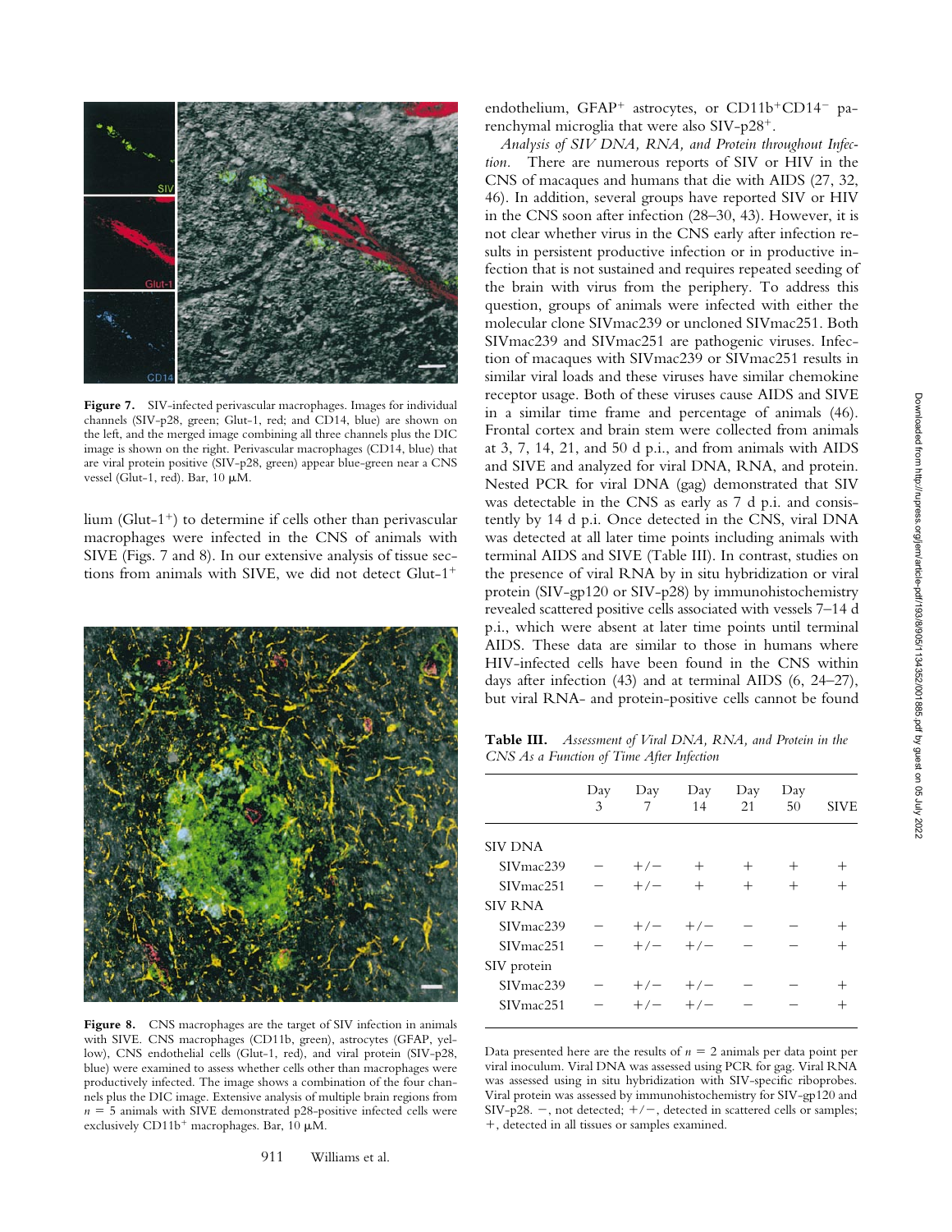**Figure 7.** SIV-infected perivascular macrophages. Images for individual channels (SIV-p28, green; Glut-1, red; and CD14, blue) are shown on the left, and the merged image combining all three channels plus the DIC image is shown on the right. Perivascular macrophages (CD14, blue) that are viral protein positive (SIV-p28, green) appear blue-green near a CNS vessel (Glut-1, red). Bar, 10 μM.

lium (Glut-1$^+$) to determine if cells other than perivascular macrophages were infected in the CNS of animals with SIVE (Figs. 7 and 8). In our extensive analysis of tissue sections from animals with SIVE, we did not detect Glut-1$^+$ endothelium, GFAP$^+$ astrocytes, or CD11b$^+$CD14$^-$ parenchymal microglia that were also SIV-p28$^+$.

**Figure 8.** CNS macrophages are the target of SIV infection in animals with SIVE. CNS macrophages (CD11b, green), astrocytes (GFAP, yellow), CNS endothelial cells (Glut-1, red), and viral protein (SIV-p28, blue) were examined to assess whether cells other than macrophages were productively infected. The image shows a combination of the four channels plus the DIC image. Extensive analysis of multiple brain regions from $n = 5$ animals with SIVE demonstrated p28-positive infected cells were exclusively CD11b$^+$ macrophages. Bar, 10 μM.

*Analysis of SIV DNA, RNA, and Protein throughout Infection.* There are numerous reports of SIV or HIV in the CNS of macaques and humans that die with AIDS (27, 32, 46). In addition, several groups have reported SIV or HIV in the CNS soon after infection (28–30, 43). However, it is not clear whether virus in the CNS early after infection results in persistent productive infection or in productive infection that is not sustained and requires repeated seeding of the brain with virus from the periphery. To address this question, groups of animals were infected with either the molecular clone SIVmac239 or uncloned SIVmac251. Both SIVmac239 and SIVmac251 are pathogenic viruses. Infection of macaques with SIVmac239 or SIVmac251 results in similar viral loads and these viruses have similar chemokine receptor usage. Both of these viruses cause AIDS and SIVE in a similar time frame and percentage of animals (46). Frontal cortex and brain stem were collected from animals at 3, 7, 14, 21, and 50 d p.i., and from animals with AIDS and SIVE and analyzed for viral DNA, RNA, and protein. Nested PCR for viral DNA (gag) demonstrated that SIV was detectable in the CNS as early as 7 d p.i. and consistently by 14 d p.i. Once detected in the CNS, viral DNA was detected at all later time points including animals with terminal AIDS and SIVE (Table III). In contrast, studies on the presence of viral RNA by in situ hybridization or viral protein (SIV-gp120 or SIV-p28) by immunohistochemistry revealed scattered positive cells associated with vessels 7–14 d p.i., which were absent at later time points until terminal AIDS. These data are similar to those in humans where HIV-infected cells have been found in the CNS within days after infection (43) and at terminal AIDS (6, 24–27), but viral RNA- and protein-positive cells cannot be found

**Table III.** *Assessment of Viral DNA, RNA, and Protein in the CNS As a Function of Time After Infection*

| | Day 3 | Day 7 | Day 14 | Day 21 | Day 50 | SIVE |
|---|---|---|---|---|---|---|
| SIV DNA | | | | | | |
| SIVmac239 | − | +/− | + | + | + | + |
| SIVmac251 | − | +/− | + | + | + | + |
| SIV RNA | | | | | | |
| SIVmac239 | − | +/− | +/− | − | − | + |
| SIVmac251 | − | +/− | +/− | − | − | + |
| SIV protein | | | | | | |
| SIVmac239 | − | +/− | +/− | − | − | + |
| SIVmac251 | − | +/− | +/− | − | − | + |

Data presented here are the results of $n = 2$ animals per data point per viral inoculum. Viral DNA was assessed using PCR for gag. Viral RNA was assessed using in situ hybridization with SIV-specific riboprobes. Viral protein was assessed by immunohistochemistry for SIV-gp120 and SIV-p28. −, not detected; +/−, detected in scattered cells or samples; +, detected in all tissues or samples examined.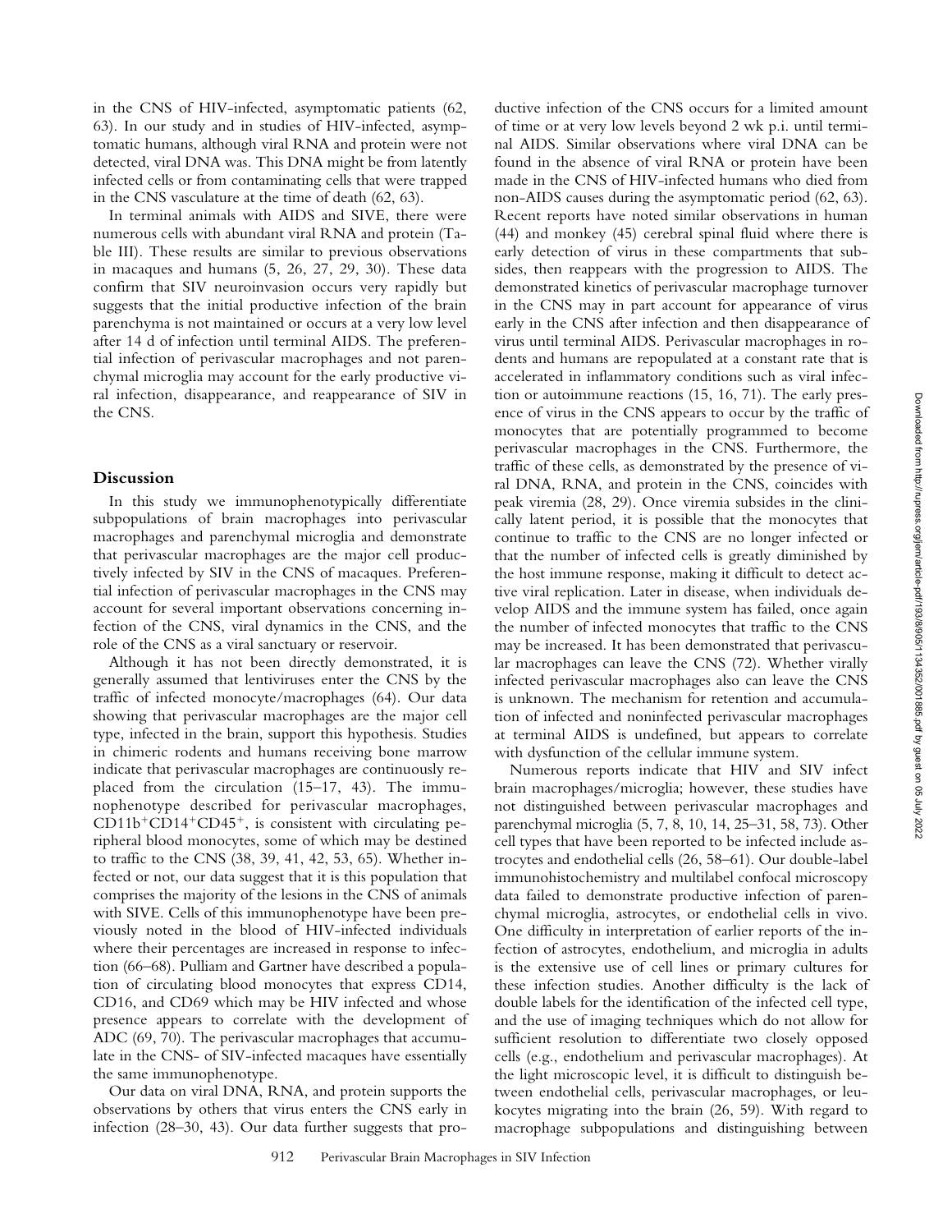in the CNS of HIV-infected, asymptomatic patients (62, 63). In our study and in studies of HIV-infected, asymptomatic humans, although viral RNA and protein were not detected, viral DNA was. This DNA might be from latently infected cells or from contaminating cells that were trapped in the CNS vasculature at the time of death (62, 63).

In terminal animals with AIDS and SIVE, there were numerous cells with abundant viral RNA and protein (Table III). These results are similar to previous observations in macaques and humans (5, 26, 27, 29, 30). These data confirm that SIV neuroinvasion occurs very rapidly but suggests that the initial productive infection of the brain parenchyma is not maintained or occurs at a very low level after 14 d of infection until terminal AIDS. The preferential infection of perivascular macrophages and not parenchymal microglia may account for the early productive viral infection, disappearance, and reappearance of SIV in the CNS.

## Discussion

In this study we immunophenotypically differentiate subpopulations of brain macrophages into perivascular macrophages and parenchymal microglia and demonstrate that perivascular macrophages are the major cell productively infected by SIV in the CNS of macaques. Preferential infection of perivascular macrophages in the CNS may account for several important observations concerning infection of the CNS, viral dynamics in the CNS, and the role of the CNS as a viral sanctuary or reservoir.

Although it has not been directly demonstrated, it is generally assumed that lentiviruses enter the CNS by the traffic of infected monocyte/macrophages (64). Our data showing that perivascular macrophages are the major cell type, infected in the brain, support this hypothesis. Studies in chimeric rodents and humans receiving bone marrow indicate that perivascular macrophages are continuously replaced from the circulation (15–17, 43). The immunophenotype described for perivascular macrophages, $CD11b^{+}CD14^{+}CD45^{+}$, is consistent with circulating peripheral blood monocytes, some of which may be destined to traffic to the CNS (38, 39, 41, 42, 53, 65). Whether infected or not, our data suggest that it is this population that comprises the majority of the lesions in the CNS of animals with SIVE. Cells of this immunophenotype have been previously noted in the blood of HIV-infected individuals where their percentages are increased in response to infection (66–68). Pulliam and Gartner have described a population of circulating blood monocytes that express CD14, CD16, and CD69 which may be HIV infected and whose presence appears to correlate with the development of ADC (69, 70). The perivascular macrophages that accumulate in the CNS- of SIV-infected macaques have essentially the same immunophenotype.

Our data on viral DNA, RNA, and protein supports the observations by others that virus enters the CNS early in infection (28–30, 43). Our data further suggests that productive infection of the CNS occurs for a limited amount of time or at very low levels beyond 2 wk p.i. until terminal AIDS. Similar observations where viral DNA can be found in the absence of viral RNA or protein have been made in the CNS of HIV-infected humans who died from non-AIDS causes during the asymptomatic period (62, 63). Recent reports have noted similar observations in human (44) and monkey (45) cerebral spinal fluid where there is early detection of virus in these compartments that subsides, then reappears with the progression to AIDS. The demonstrated kinetics of perivascular macrophage turnover in the CNS may in part account for appearance of virus early in the CNS after infection and then disappearance of virus until terminal AIDS. Perivascular macrophages in rodents and humans are repopulated at a constant rate that is accelerated in inflammatory conditions such as viral infection or autoimmune reactions (15, 16, 71). The early presence of virus in the CNS appears to occur by the traffic of monocytes that are potentially programmed to become perivascular macrophages in the CNS. Furthermore, the traffic of these cells, as demonstrated by the presence of viral DNA, RNA, and protein in the CNS, coincides with peak viremia (28, 29). Once viremia subsides in the clinically latent period, it is possible that the monocytes that continue to traffic to the CNS are no longer infected or that the number of infected cells is greatly diminished by the host immune response, making it difficult to detect active viral replication. Later in disease, when individuals develop AIDS and the immune system has failed, once again the number of infected monocytes that traffic to the CNS may be increased. It has been demonstrated that perivascular macrophages can leave the CNS (72). Whether virally infected perivascular macrophages also can leave the CNS is unknown. The mechanism for retention and accumulation of infected and noninfected perivascular macrophages at terminal AIDS is undefined, but appears to correlate with dysfunction of the cellular immune system.

Numerous reports indicate that HIV and SIV infect brain macrophages/microglia; however, these studies have not distinguished between perivascular macrophages and parenchymal microglia (5, 7, 8, 10, 14, 25–31, 58, 73). Other cell types that have been reported to be infected include astrocytes and endothelial cells (26, 58–61). Our double-label immunohistochemistry and multilabel confocal microscopy data failed to demonstrate productive infection of parenchymal microglia, astrocytes, or endothelial cells in vivo. One difficulty in interpretation of earlier reports of the infection of astrocytes, endothelium, and microglia in adults is the extensive use of cell lines or primary cultures for these infection studies. Another difficulty is the lack of double labels for the identification of the infected cell type, and the use of imaging techniques which do not allow for sufficient resolution to differentiate two closely opposed cells (e.g., endothelium and perivascular macrophages). At the light microscopic level, it is difficult to distinguish between endothelial cells, perivascular macrophages, or leukocytes migrating into the brain (26, 59). With regard to macrophage subpopulations and distinguishing between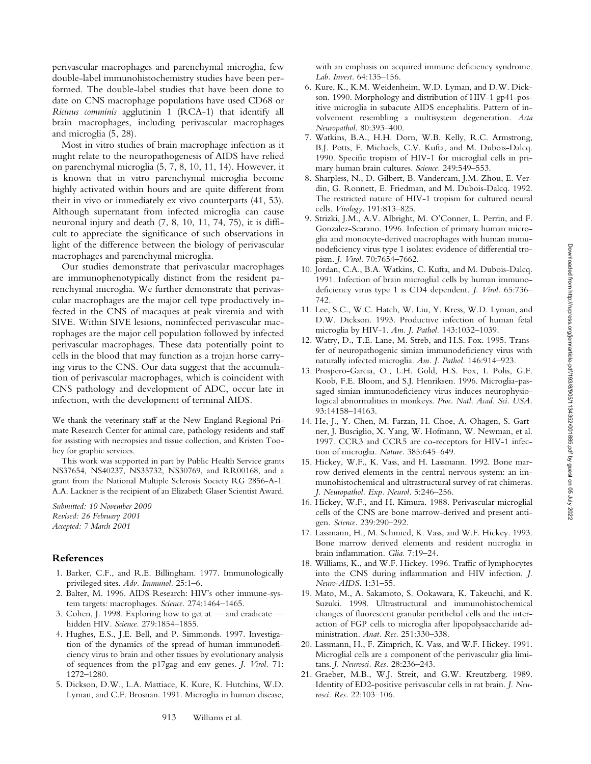perivascular macrophages and parenchymal microglia, few double-label immunohistochemistry studies have been performed. The double-label studies that have been done to date on CNS macrophage populations have used CD68 or *Ricinus comminis* agglutinin 1 (RCA-1) that identify all brain macrophages, including perivascular macrophages and microglia (5, 28).

Most in vitro studies of brain macrophage infection as it might relate to the neuropathogenesis of AIDS have relied on parenchymal microglia (5, 7, 8, 10, 11, 14). However, it is known that in vitro parenchymal microglia become highly activated within hours and are quite different from their in vivo or immediately ex vivo counterparts (41, 53). Although supernatant from infected microglia can cause neuronal injury and death (7, 8, 10, 11, 74, 75), it is difficult to appreciate the significance of such observations in light of the difference between the biology of perivascular macrophages and parenchymal microglia.

Our studies demonstrate that perivascular macrophages are immunophenotypically distinct from the resident parenchymal microglia. We further demonstrate that perivascular macrophages are the major cell type productively infected in the CNS of macaques at peak viremia and with SIVE. Within SIVE lesions, noninfected perivascular macrophages are the major cell population followed by infected perivascular macrophages. These data potentially point to cells in the blood that may function as a trojan horse carrying virus to the CNS. Our data suggest that the accumulation of perivascular macrophages, which is coincident with CNS pathology and development of ADC, occur late in infection, with the development of terminal AIDS.

We thank the veterinary staff at the New England Regional Primate Research Center for animal care, pathology residents and staff for assisting with necropsies and tissue collection, and Kristen Toohey for graphic services.

This work was supported in part by Public Health Service grants NS37654, NS40237, NS35732, NS30769, and RR00168, and a grant from the National Multiple Sclerosis Society RG 2856-A-1. A.A. Lackner is the recipient of an Elizabeth Glaser Scientist Award.

*Submitted: 10 November 2000*
*Revised: 26 February 2001*
*Accepted: 7 March 2001*

## References

1. Barker, C.F., and R.E. Billingham. 1977. Immunologically privileged sites. *Adv. Immunol.* 25:1–6.
2. Balter, M. 1996. AIDS Research: HIV's other immune-system targets: macrophages. *Science.* 274:1464–1465.
3. Cohen, J. 1998. Exploring how to get at — and eradicate — hidden HIV. *Science.* 279:1854–1855.
4. Hughes, E.S., J.E. Bell, and P. Simmonds. 1997. Investigation of the dynamics of the spread of human immunodeficiency virus to brain and other tissues by evolutionary analysis of sequences from the p17gag and env genes. *J. Virol.* 71: 1272–1280.
5. Dickson, D.W., L.A. Mattiace, K. Kure, K. Hutchins, W.D. Lyman, and C.F. Brosnan. 1991. Microglia in human disease, with an emphasis on acquired immune deficiency syndrome. *Lab. Invest.* 64:135–156.
6. Kure, K., K.M. Weidenheim, W.D. Lyman, and D.W. Dickson. 1990. Morphology and distribution of HIV-1 gp41-positive microglia in subacute AIDS encephalitis. Pattern of involvement resembling a multisystem degeneration. *Acta Neuropathol.* 80:393–400.
7. Watkins, B.A., H.H. Dorn, W.B. Kelly, R.C. Armstrong, B.J. Potts, F. Michaels, C.V. Kufta, and M. Dubois-Dalcq. 1990. Specific tropism of HIV-1 for microglial cells in primary human brain cultures. *Science.* 249:549–553.
8. Sharpless, N., D. Gilbert, B. Vandercam, J.M. Zhou, E. Verdin, G. Ronnett, E. Friedman, and M. Dubois-Dalcq. 1992. The restricted nature of HIV-1 tropism for cultured neural cells. *Virology.* 191:813–825.
9. Strizki, J.M., A.V. Albright, M. O'Conner, L. Perrin, and F. Gonzalez-Scarano. 1996. Infection of primary human microglia and monocyte-derived macrophages with human immunodeficiency virus type 1 isolates: evidence of differential tropism. *J. Virol.* 70:7654–7662.
10. Jordan, C.A., B.A. Watkins, C. Kufta, and M. Dubois-Dalcq. 1991. Infection of brain microglial cells by human immunodeficiency virus type 1 is CD4 dependent. *J. Virol.* 65:736–742.
11. Lee, S.C., W.C. Hatch, W. Liu, Y. Kress, W.D. Lyman, and D.W. Dickson. 1993. Productive infection of human fetal microglia by HIV-1. *Am. J. Pathol.* 143:1032–1039.
12. Watry, D., T.E. Lane, M. Streb, and H.S. Fox. 1995. Transfer of neuropathogenic simian immunodeficiency virus with naturally infected microglia. *Am. J. Pathol.* 146:914–923.
13. Prospero-Garcia, O., L.H. Gold, H.S. Fox, I. Polis, G.F. Koob, F.E. Bloom, and S.J. Henriksen. 1996. Microglia-passaged simian immunodeficiency virus induces neurophysiological abnormalities in monkeys. *Proc. Natl. Acad. Sci. USA.* 93:14158–14163.
14. He, J., Y. Chen, M. Farzan, H. Choe, A. Ohagen, S. Gartner, J. Busciglio, X. Yang, W. Hofmann, W. Newman, et al. 1997. CCR3 and CCR5 are co-receptors for HIV-1 infection of microglia. *Nature.* 385:645–649.
15. Hickey, W.F., K. Vass, and H. Lassmann. 1992. Bone marrow derived elements in the central nervous system: an immunohistochemical and ultrastructural survey of rat chimeras. *J. Neuropathol. Exp. Neurol.* 5:246–256.
16. Hickey, W.F., and H. Kimura. 1988. Perivascular microglial cells of the CNS are bone marrow-derived and present antigen. *Science.* 239:290–292.
17. Lassmann, H., M. Schmied, K. Vass, and W.F. Hickey. 1993. Bone marrow derived elements and resident microglia in brain inflammation. *Glia.* 7:19–24.
18. Williams, K., and W.F. Hickey. 1996. Traffic of lymphocytes into the CNS during inflammation and HIV infection. *J. Neuro-AIDS.* 1:31–55.
19. Mato, M., A. Sakamoto, S. Ookawara, K. Takeuchi, and K. Suzuki. 1998. Ultrastructural and immunohistochemical changes of fluorescent granular perithelial cells and the interaction of FGP cells to microglia after lipopolysaccharide administration. *Anat. Rec.* 251:330–338.
20. Lassmann, H., F. Zimprich, K. Vass, and W.F. Hickey. 1991. Microglial cells are a component of the perivascular glia limitans. *J. Neurosci. Res.* 28:236–243.
21. Graeber, M.B., W.J. Streit, and G.W. Kreutzberg. 1989. Identity of ED2-positive perivascular cells in rat brain. *J. Neurosci. Res.* 22:103–106.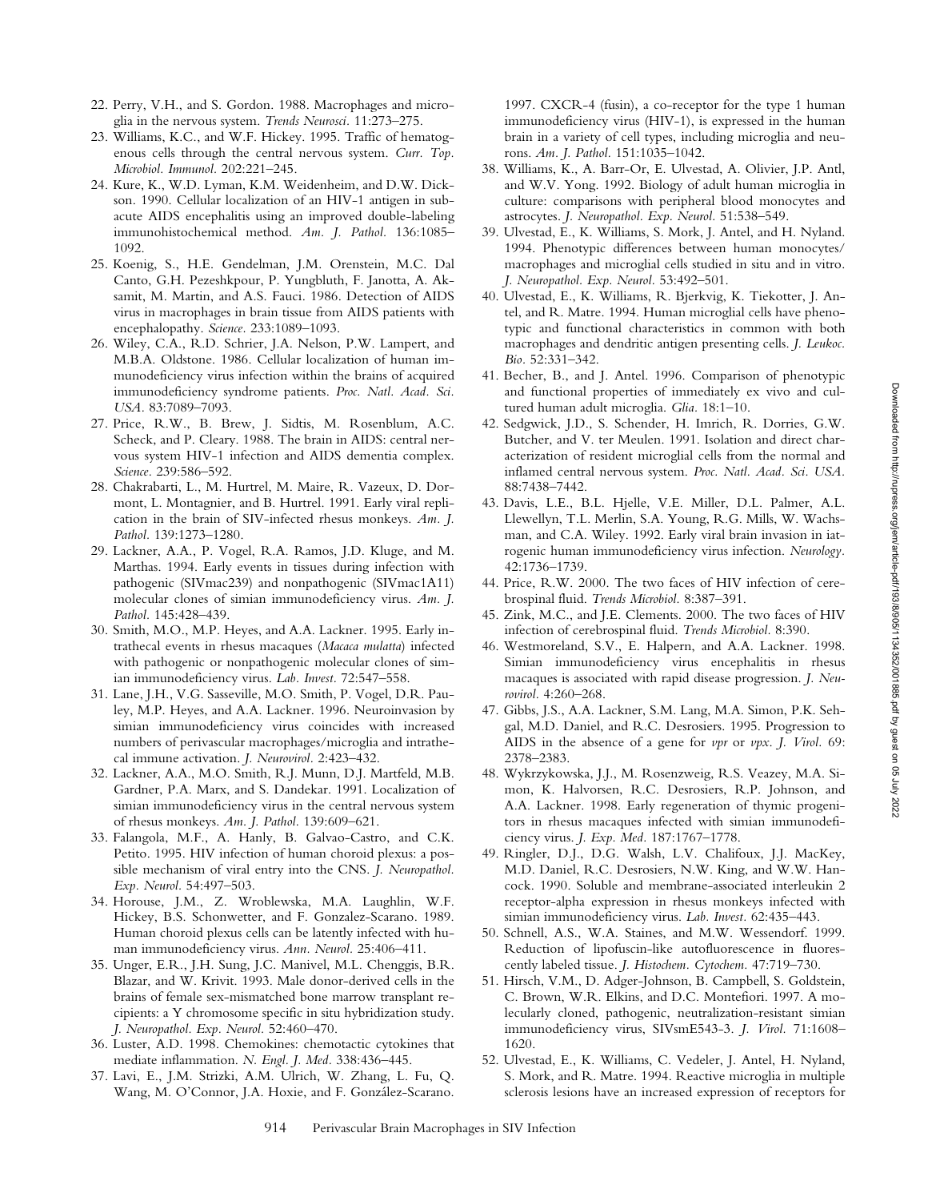22. Perry, V.H., and S. Gordon. 1988. Macrophages and microglia in the nervous system. *Trends Neurosci.* 11:273–275.
23. Williams, K.C., and W.F. Hickey. 1995. Traffic of hematogenous cells through the central nervous system. *Curr. Top. Microbiol. Immunol.* 202:221–245.
24. Kure, K., W.D. Lyman, K.M. Weidenheim, and D.W. Dickson. 1990. Cellular localization of an HIV-1 antigen in subacute AIDS encephalitis using an improved double-labeling immunohistochemical method. *Am. J. Pathol.* 136:1085–1092.
25. Koenig, S., H.E. Gendelman, J.M. Orenstein, M.C. Dal Canto, G.H. Pezeshkpour, P. Yungbluth, F. Janotta, A. Aksamit, M. Martin, and A.S. Fauci. 1986. Detection of AIDS virus in macrophages in brain tissue from AIDS patients with encephalopathy. *Science.* 233:1089–1093.
26. Wiley, C.A., R.D. Schrier, J.A. Nelson, P.W. Lampert, and M.B.A. Oldstone. 1986. Cellular localization of human immunodeficiency virus infection within the brains of acquired immunodeficiency syndrome patients. *Proc. Natl. Acad. Sci. USA.* 83:7089–7093.
27. Price, R.W., B. Brew, J. Sidtis, M. Rosenblum, A.C. Scheck, and P. Cleary. 1988. The brain in AIDS: central nervous system HIV-1 infection and AIDS dementia complex. *Science.* 239:586–592.
28. Chakrabarti, L., M. Hurtrel, M. Maire, R. Vazeux, D. Dormont, L. Montagnier, and B. Hurtrel. 1991. Early viral replication in the brain of SIV-infected rhesus monkeys. *Am. J. Pathol.* 139:1273–1280.
29. Lackner, A.A., P. Vogel, R.A. Ramos, J.D. Kluge, and M. Marthas. 1994. Early events in tissues during infection with pathogenic (SIVmac239) and nonpathogenic (SIVmac1A11) molecular clones of simian immunodeficiency virus. *Am. J. Pathol.* 145:428–439.
30. Smith, M.O., M.P. Heyes, and A.A. Lackner. 1995. Early intrathecal events in rhesus macaques (*Macaca mulatta*) infected with pathogenic or nonpathogenic molecular clones of simian immunodeficiency virus. *Lab. Invest.* 72:547–558.
31. Lane, J.H., V.G. Sasseville, M.O. Smith, P. Vogel, D.R. Pauley, M.P. Heyes, and A.A. Lackner. 1996. Neuroinvasion by simian immunodeficiency virus coincides with increased numbers of perivascular macrophages/microglia and intrathecal immune activation. *J. Neurovirol.* 2:423–432.
32. Lackner, A.A., M.O. Smith, R.J. Munn, D.J. Martfeld, M.B. Gardner, P.A. Marx, and S. Dandekar. 1991. Localization of simian immunodeficiency virus in the central nervous system of rhesus monkeys. *Am. J. Pathol.* 139:609–621.
33. Falangola, M.F., A. Hanly, B. Galvao-Castro, and C.K. Petito. 1995. HIV infection of human choroid plexus: a possible mechanism of viral entry into the CNS. *J. Neuropathol. Exp. Neurol.* 54:497–503.
34. Horouse, J.M., Z. Wroblewska, M.A. Laughlin, W.F. Hickey, B.S. Schonwetter, and F. Gonzalez-Scarano. 1989. Human choroid plexus cells can be latently infected with human immunodeficiency virus. *Ann. Neurol.* 25:406–411.
35. Unger, E.R., J.H. Sung, J.C. Manivel, M.L. Chenggis, B.R. Blazar, and W. Krivit. 1993. Male donor-derived cells in the brains of female sex-mismatched bone marrow transplant recipients: a Y chromosome specific in situ hybridization study. *J. Neuropathol. Exp. Neurol.* 52:460–470.
36. Luster, A.D. 1998. Chemokines: chemotactic cytokines that mediate inflammation. *N. Engl. J. Med.* 338:436–445.
37. Lavi, E., J.M. Strizki, A.M. Ulrich, W. Zhang, L. Fu, Q. Wang, M. O'Connor, J.A. Hoxie, and F. González-Scarano. 1997. CXCR-4 (fusin), a co-receptor for the type 1 human immunodeficiency virus (HIV-1), is expressed in the human brain in a variety of cell types, including microglia and neurons. *Am. J. Pathol.* 151:1035–1042.
38. Williams, K., A. Barr-Or, E. Ulvestad, A. Olivier, J.P. Antl, and W.V. Yong. 1992. Biology of adult human microglia in culture: comparisons with peripheral blood monocytes and astrocytes. *J. Neuropathol. Exp. Neurol.* 51:538–549.
39. Ulvestad, E., K. Williams, S. Mork, J. Antel, and H. Nyland. 1994. Phenotypic differences between human monocytes/macrophages and microglial cells studied in situ and in vitro. *J. Neuropathol. Exp. Neurol.* 53:492–501.
40. Ulvestad, E., K. Williams, R. Bjerkvig, K. Tiekotter, J. Antel, and R. Matre. 1994. Human microglial cells have phenotypic and functional characteristics in common with both macrophages and dendritic antigen presenting cells. *J. Leukoc. Bio.* 52:331–342.
41. Becher, B., and J. Antel. 1996. Comparison of phenotypic and functional properties of immediately ex vivo and cultured human adult microglia. *Glia.* 18:1–10.
42. Sedgwick, J.D., S. Schender, H. Imrich, R. Dorries, G.W. Butcher, and V. ter Meulen. 1991. Isolation and direct characterization of resident microglial cells from the normal and inflamed central nervous system. *Proc. Natl. Acad. Sci. USA.* 88:7438–7442.
43. Davis, L.E., B.L. Hjelle, V.E. Miller, D.L. Palmer, A.L. Llewellyn, T.L. Merlin, S.A. Young, R.G. Mills, W. Wachsman, and C.A. Wiley. 1992. Early viral brain invasion in iatrogenic human immunodeficiency virus infection. *Neurology.* 42:1736–1739.
44. Price, R.W. 2000. The two faces of HIV infection of cerebrospinal fluid. *Trends Microbiol.* 8:387–391.
45. Zink, M.C., and J.E. Clements. 2000. The two faces of HIV infection of cerebrospinal fluid. *Trends Microbiol.* 8:390.
46. Westmoreland, S.V., E. Halpern, and A.A. Lackner. 1998. Simian immunodeficiency virus encephalitis in rhesus macaques is associated with rapid disease progression. *J. Neurovirol.* 4:260–268.
47. Gibbs, J.S., A.A. Lackner, S.M. Lang, M.A. Simon, P.K. Sehgal, M.D. Daniel, and R.C. Desrosiers. 1995. Progression to AIDS in the absence of a gene for *vpr* or *vpx*. *J. Virol.* 69: 2378–2383.
48. Wykrzykowska, J.J., M. Rosenzweig, R.S. Veazey, M.A. Simon, K. Halvorsen, R.C. Desrosiers, R.P. Johnson, and A.A. Lackner. 1998. Early regeneration of thymic progenitors in rhesus macaques infected with simian immunodeficiency virus. *J. Exp. Med.* 187:1767–1778.
49. Ringler, D.J., D.G. Walsh, L.V. Chalifoux, J.J. MacKey, M.D. Daniel, R.C. Desrosiers, N.W. King, and W.W. Hancock. 1990. Soluble and membrane-associated interleukin 2 receptor-alpha expression in rhesus monkeys infected with simian immunodeficiency virus. *Lab. Invest.* 62:435–443.
50. Schnell, A.S., W.A. Staines, and M.W. Wessendorf. 1999. Reduction of lipofuscin-like autofluorescence in fluorescently labeled tissue. *J. Histochem. Cytochem.* 47:719–730.
51. Hirsch, V.M., D. Adger-Johnson, B. Campbell, S. Goldstein, C. Brown, W.R. Elkins, and D.C. Montefiori. 1997. A molecularly cloned, pathogenic, neutralization-resistant simian immunodeficiency virus, SIVsmE543-3. *J. Virol.* 71:1608–1620.
52. Ulvestad, E., K. Williams, C. Vedeler, J. Antel, H. Nyland, S. Mork, and R. Matre. 1994. Reactive microglia in multiple sclerosis lesions have an increased expression of receptors for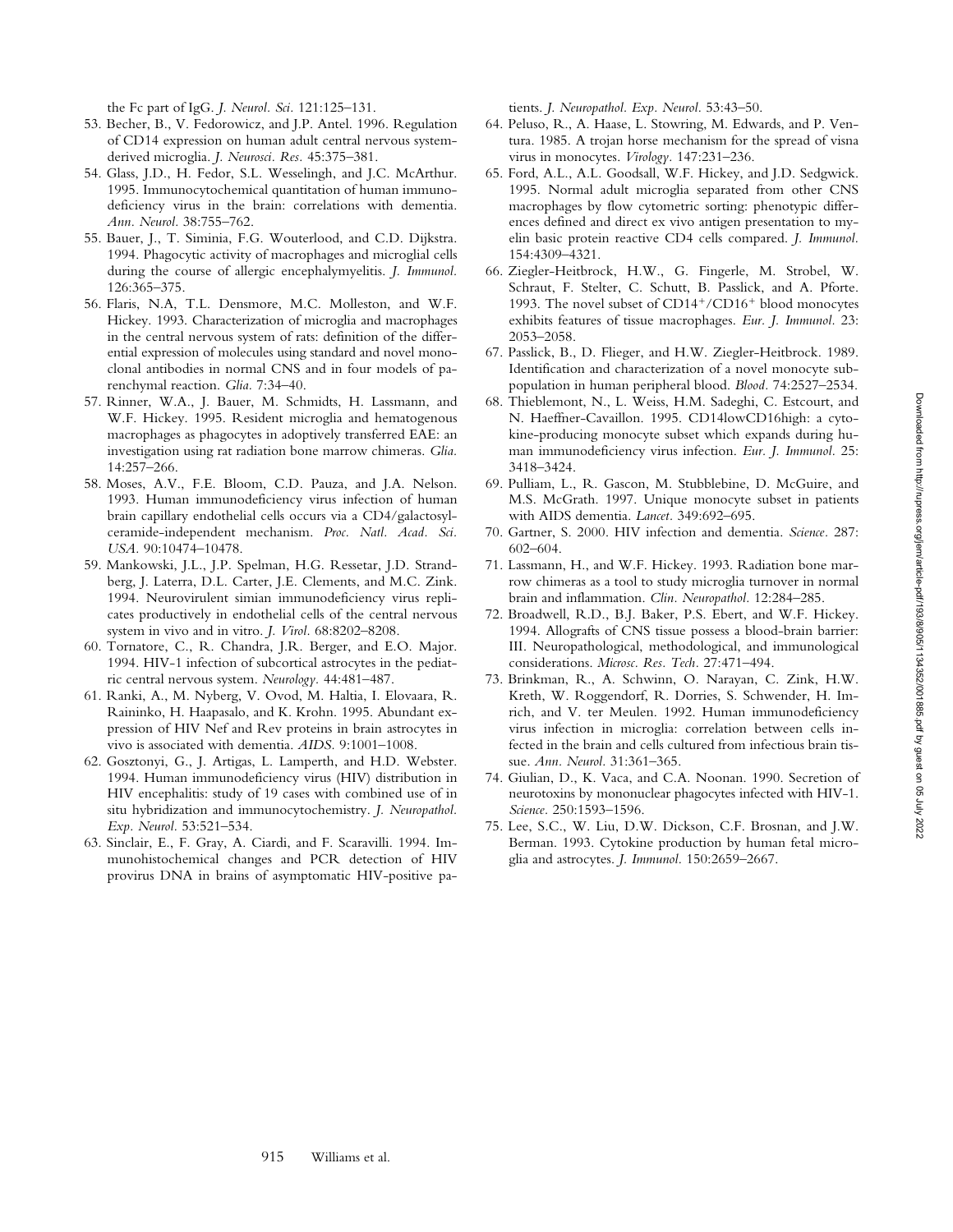the Fc part of IgG. *J. Neurol. Sci.* 121:125–131.

53. Becher, B., V. Fedorowicz, and J.P. Antel. 1996. Regulation of CD14 expression on human adult central nervous system-derived microglia. *J. Neurosci. Res.* 45:375–381.
54. Glass, J.D., H. Fedor, S.L. Wesselingh, and J.C. McArthur. 1995. Immunocytochemical quantitation of human immunodeficiency virus in the brain: correlations with dementia. *Ann. Neurol.* 38:755–762.
55. Bauer, J., T. Siminia, F.G. Wouterlood, and C.D. Dijkstra. 1994. Phagocytic activity of macrophages and microglial cells during the course of allergic encephalymyelitis. *J. Immunol.* 126:365–375.
56. Flaris, N.A, T.L. Densmore, M.C. Molleston, and W.F. Hickey. 1993. Characterization of microglia and macrophages in the central nervous system of rats: definition of the differential expression of molecules using standard and novel monoclonal antibodies in normal CNS and in four models of parenchymal reaction. *Glia.* 7:34–40.
57. Rinner, W.A., J. Bauer, M. Schmidts, H. Lassmann, and W.F. Hickey. 1995. Resident microglia and hematogenous macrophages as phagocytes in adoptively transferred EAE: an investigation using rat radiation bone marrow chimeras. *Glia.* 14:257–266.
58. Moses, A.V., F.E. Bloom, C.D. Pauza, and J.A. Nelson. 1993. Human immunodeficiency virus infection of human brain capillary endothelial cells occurs via a CD4/galactosylceramide-independent mechanism. *Proc. Natl. Acad. Sci. USA.* 90:10474–10478.
59. Mankowski, J.L., J.P. Spelman, H.G. Ressetar, J.D. Strandberg, J. Laterra, D.L. Carter, J.E. Clements, and M.C. Zink. 1994. Neurovirulent simian immunodeficiency virus replicates productively in endothelial cells of the central nervous system in vivo and in vitro. *J. Virol.* 68:8202–8208.
60. Tornatore, C., R. Chandra, J.R. Berger, and E.O. Major. 1994. HIV-1 infection of subcortical astrocytes in the pediatric central nervous system. *Neurology.* 44:481–487.
61. Ranki, A., M. Nyberg, V. Ovod, M. Haltia, I. Elovaara, R. Raininko, H. Haapasalo, and K. Krohn. 1995. Abundant expression of HIV Nef and Rev proteins in brain astrocytes in vivo is associated with dementia. *AIDS.* 9:1001–1008.
62. Gosztonyi, G., J. Artigas, L. Lamperth, and H.D. Webster. 1994. Human immunodeficiency virus (HIV) distribution in HIV encephalitis: study of 19 cases with combined use of in situ hybridization and immunocytochemistry. *J. Neuropathol. Exp. Neurol.* 53:521–534.
63. Sinclair, E., F. Gray, A. Ciardi, and F. Scaravilli. 1994. Immunohistochemical changes and PCR detection of HIV provirus DNA in brains of asymptomatic HIV-positive patients. *J. Neuropathol. Exp. Neurol.* 53:43–50.
64. Peluso, R., A. Haase, L. Stowring, M. Edwards, and P. Ventura. 1985. A trojan horse mechanism for the spread of visna virus in monocytes. *Virology.* 147:231–236.
65. Ford, A.L., A.L. Goodsall, W.F. Hickey, and J.D. Sedgwick. 1995. Normal adult microglia separated from other CNS macrophages by flow cytometric sorting: phenotypic differences defined and direct ex vivo antigen presentation to myelin basic protein reactive CD4 cells compared. *J. Immunol.* 154:4309–4321.
66. Ziegler-Heitbrock, H.W., G. Fingerle, M. Strobel, W. Schraut, F. Stelter, C. Schutt, B. Passlick, and A. Pforte. 1993. The novel subset of $CD14^{+}/CD16^{+}$ blood monocytes exhibits features of tissue macrophages. *Eur. J. Immunol.* 23: 2053–2058.
67. Passlick, B., D. Flieger, and H.W. Ziegler-Heitbrock. 1989. Identification and characterization of a novel monocyte subpopulation in human peripheral blood. *Blood.* 74:2527–2534.
68. Thieblemont, N., L. Weiss, H.M. Sadeghi, C. Estcourt, and N. Haeffner-Cavaillon. 1995. CD14lowCD16high: a cytokine-producing monocyte subset which expands during human immunodeficiency virus infection. *Eur. J. Immunol.* 25: 3418–3424.
69. Pulliam, L., R. Gascon, M. Stubblebine, D. McGuire, and M.S. McGrath. 1997. Unique monocyte subset in patients with AIDS dementia. *Lancet.* 349:692–695.
70. Gartner, S. 2000. HIV infection and dementia. *Science.* 287: 602–604.
71. Lassmann, H., and W.F. Hickey. 1993. Radiation bone marrow chimeras as a tool to study microglia turnover in normal brain and inflammation. *Clin. Neuropathol.* 12:284–285.
72. Broadwell, R.D., B.J. Baker, P.S. Ebert, and W.F. Hickey. 1994. Allografts of CNS tissue possess a blood-brain barrier: III. Neuropathological, methodological, and immunological considerations. *Microsc. Res. Tech.* 27:471–494.
73. Brinkman, R., A. Schwinn, O. Narayan, C. Zink, H.W. Kreth, W. Roggendorf, R. Dorries, S. Schwender, H. Imrich, and V. ter Meulen. 1992. Human immunodeficiency virus infection in microglia: correlation between cells infected in the brain and cells cultured from infectious brain tissue. *Ann. Neurol.* 31:361–365.
74. Giulian, D., K. Vaca, and C.A. Noonan. 1990. Secretion of neurotoxins by mononuclear phagocytes infected with HIV-1. *Science.* 250:1593–1596.
75. Lee, S.C., W. Liu, D.W. Dickson, C.F. Brosnan, and J.W. Berman. 1993. Cytokine production by human fetal microglia and astrocytes. *J. Immunol.* 150:2659–2667.